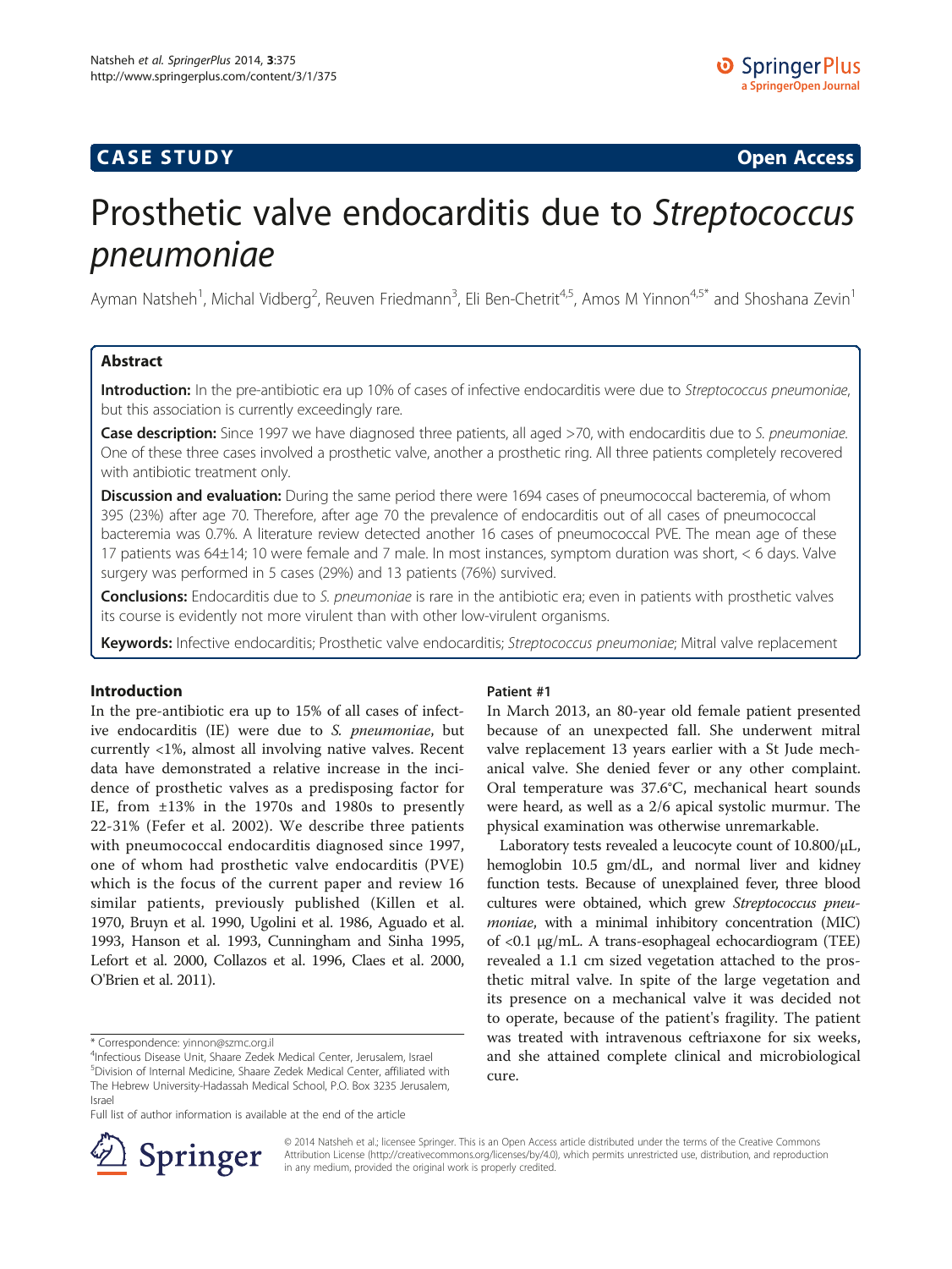CASE STUDY Open Access

# Prosthetic valve endocarditis due to *Streptococcus pneumoniae*

Ayman Natsheh[1], Michal Vidberg[2], Reuven Friedmann[3], Eli Ben-Chetrit[4,5], Amos M Yinnon[4,5*] and Shoshana Zevin[1]

## Abstract

**Introduction:** In the pre-antibiotic era up 10% of cases of infective endocarditis were due to *Streptococcus pneumoniae*, but this association is currently exceedingly rare.

**Case description:** Since 1997 we have diagnosed three patients, all aged >70, with endocarditis due to *S. pneumoniae*. One of these three cases involved a prosthetic valve, another a prosthetic ring. All three patients completely recovered with antibiotic treatment only.

**Discussion and evaluation:** During the same period there were 1694 cases of pneumococcal bacteremia, of whom 395 (23%) after age 70. Therefore, after age 70 the prevalence of endocarditis out of all cases of pneumococcal bacteremia was 0.7%. A literature review detected another 16 cases of pneumococcal PVE. The mean age of these 17 patients was 64±14; 10 were female and 7 male. In most instances, symptom duration was short, < 6 days. Valve surgery was performed in 5 cases (29%) and 13 patients (76%) survived.

**Conclusions:** Endocarditis due to *S. pneumoniae* is rare in the antibiotic era; even in patients with prosthetic valves its course is evidently not more virulent than with other low-virulent organisms.

**Keywords:** Infective endocarditis; Prosthetic valve endocarditis; *Streptococcus pneumoniae*; Mitral valve replacement

## Introduction

In the pre-antibiotic era up to 15% of all cases of infective endocarditis (IE) were due to *S. pneumoniae*, but currently <1%, almost all involving native valves. Recent data have demonstrated a relative increase in the incidence of prosthetic valves as a predisposing factor for IE, from ±13% in the 1970s and 1980s to presently 22-31% (Fefer et al. 2002). We describe three patients with pneumococcal endocarditis diagnosed since 1997, one of whom had prosthetic valve endocarditis (PVE) which is the focus of the current paper and review 16 similar patients, previously published (Killen et al. 1970, Bruyn et al. 1990, Ugolini et al. 1986, Aguado et al. 1993, Hanson et al. 1993, Cunningham and Sinha 1995, Lefort et al. 2000, Collazos et al. 1996, Claes et al. 2000, O'Brien et al. 2011).

### Patient #1

In March 2013, an 80-year old female patient presented because of an unexpected fall. She underwent mitral valve replacement 13 years earlier with a St Jude mechanical valve. She denied fever or any other complaint. Oral temperature was 37.6°C, mechanical heart sounds were heard, as well as a 2/6 apical systolic murmur. The physical examination was otherwise unremarkable.

Laboratory tests revealed a leucocyte count of 10.800/μL, hemoglobin 10.5 gm/dL, and normal liver and kidney function tests. Because of unexplained fever, three blood cultures were obtained, which grew *Streptococcus pneumoniae*, with a minimal inhibitory concentration (MIC) of <0.1 μg/mL. A trans-esophageal echocardiogram (TEE) revealed a 1.1 cm sized vegetation attached to the prosthetic mitral valve. In spite of the large vegetation and its presence on a mechanical valve it was decided not to operate, because of the patient's fragility. The patient was treated with intravenous ceftriaxone for six weeks, and she attained complete clinical and microbiological cure.

\* Correspondence: yinnon@szmc.org.il

[4]Infectious Disease Unit, Shaare Zedek Medical Center, Jerusalem, Israel

[5]Division of Internal Medicine, Shaare Zedek Medical Center, affiliated with The Hebrew University-Hadassah Medical School, P.O. Box 3235 Jerusalem, Israel

Full list of author information is available at the end of the article

© 2014 Natsheh et al.; licensee Springer. This is an Open Access article distributed under the terms of the Creative Commons Attribution License (http://creativecommons.org/licenses/by/4.0), which permits unrestricted use, distribution, and reproduction in any medium, provided the original work is properly credited.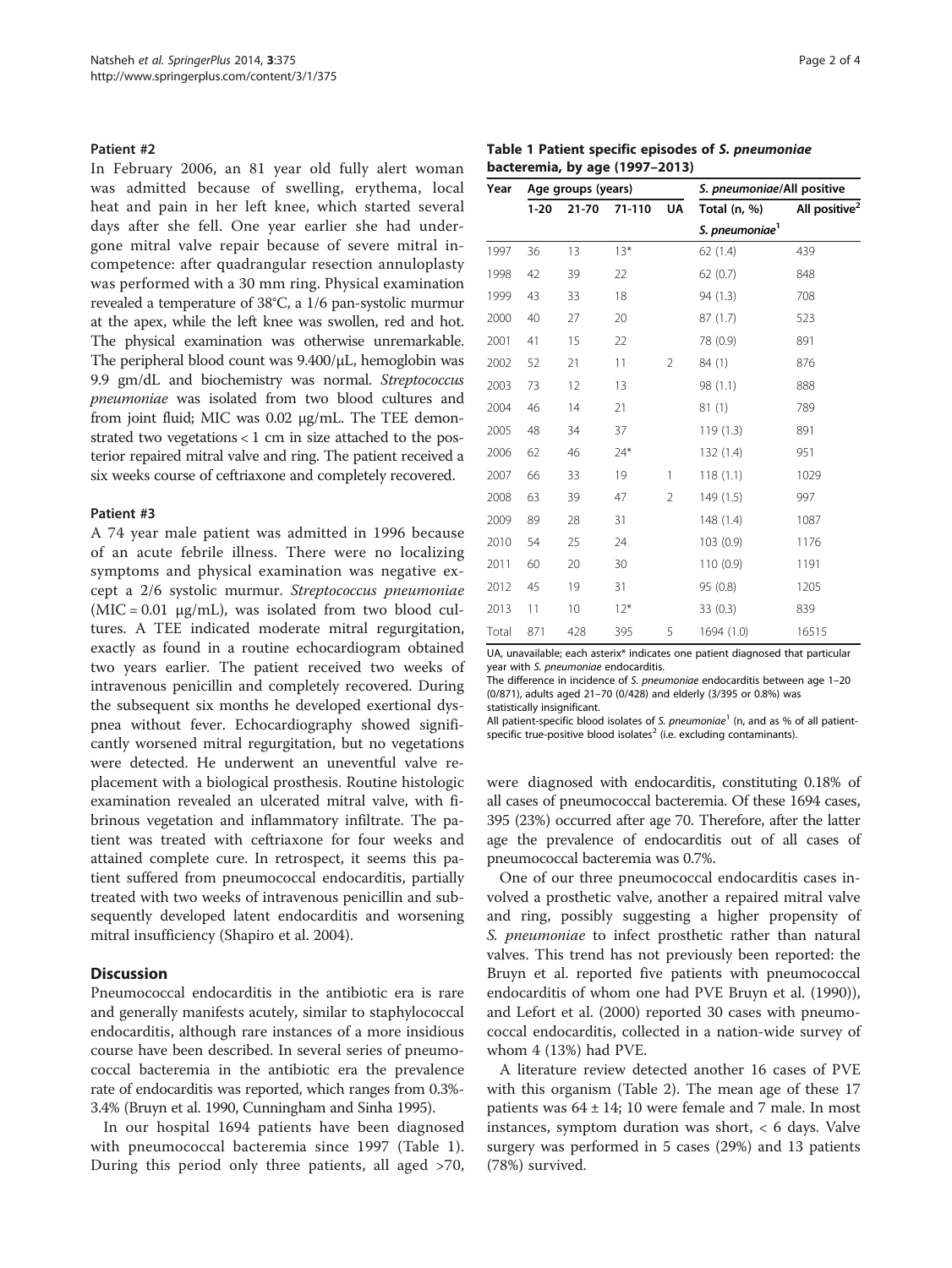#### Patient #2

In February 2006, an 81 year old fully alert woman was admitted because of swelling, erythema, local heat and pain in her left knee, which started several days after she fell. One year earlier she had undergone mitral valve repair because of severe mitral incompetence: after quadrangular resection annuloplasty was performed with a 30 mm ring. Physical examination revealed a temperature of 38°C, a 1/6 pan-systolic murmur at the apex, while the left knee was swollen, red and hot. The physical examination was otherwise unremarkable. The peripheral blood count was 9.400/μL, hemoglobin was 9.9 gm/dL and biochemistry was normal. *Streptococcus pneumoniae* was isolated from two blood cultures and from joint fluid; MIC was 0.02 μg/mL. The TEE demonstrated two vegetations < 1 cm in size attached to the posterior repaired mitral valve and ring. The patient received a six weeks course of ceftriaxone and completely recovered.

#### Patient #3

A 74 year male patient was admitted in 1996 because of an acute febrile illness. There were no localizing symptoms and physical examination was negative except a 2/6 systolic murmur. *Streptococcus pneumoniae* (MIC = 0.01 μg/mL), was isolated from two blood cultures. A TEE indicated moderate mitral regurgitation, exactly as found in a routine echocardiogram obtained two years earlier. The patient received two weeks of intravenous penicillin and completely recovered. During the subsequent six months he developed exertional dyspnea without fever. Echocardiography showed significantly worsened mitral regurgitation, but no vegetations were detected. He underwent an uneventful valve replacement with a biological prosthesis. Routine histologic examination revealed an ulcerated mitral valve, with fibrinous vegetation and inflammatory infiltrate. The patient was treated with ceftriaxone for four weeks and attained complete cure. In retrospect, it seems this patient suffered from pneumococcal endocarditis, partially treated with two weeks of intravenous penicillin and subsequently developed latent endocarditis and worsening mitral insufficiency (Shapiro et al. 2004).

## Discussion

Pneumococcal endocarditis in the antibiotic era is rare and generally manifests acutely, similar to staphylococcal endocarditis, although rare instances of a more insidious course have been described. In several series of pneumococcal bacteremia in the antibiotic era the prevalence rate of endocarditis was reported, which ranges from 0.3%-3.4% (Bruyn et al. 1990, Cunningham and Sinha 1995).

In our hospital 1694 patients have been diagnosed with pneumococcal bacteremia since 1997 (Table 1). During this period only three patients, all aged >70, were diagnosed with endocarditis, constituting 0.18% of all cases of pneumococcal bacteremia. Of these 1694 cases, 395 (23%) occurred after age 70. Therefore, after the latter age the prevalence of endocarditis out of all cases of pneumococcal bacteremia was 0.7%.

One of our three pneumococcal endocarditis cases involved a prosthetic valve, another a repaired mitral valve and ring, possibly suggesting a higher propensity of *S. pneumoniae* to infect prosthetic rather than natural valves. This trend has not previously been reported: the Bruyn et al. reported five patients with pneumococcal endocarditis of whom one had PVE Bruyn et al. (1990)), and Lefort et al. (2000) reported 30 cases with pneumococcal endocarditis, collected in a nation-wide survey of whom 4 (13%) had PVE.

A literature review detected another 16 cases of PVE with this organism (Table 2). The mean age of these 17 patients was 64 ± 14; 10 were female and 7 male. In most instances, symptom duration was short, < 6 days. Valve surgery was performed in 5 cases (29%) and 13 patients (78%) survived.

**Table 1 Patient specific episodes of *S. pneumoniae* bacteremia, by age (1997–2013)**

| Year | Age groups (years) | | | | *S. pneumoniae*/All positive | |
|---|---|---|---|---|---|---|
| | 1-20 | 21-70 | 71-110 | UA | Total (n, %) *S. pneumoniae*[1] | All positive[2] |
| 1997 | 36 | 13 | 13* | | 62 (1.4) | 439 |
| 1998 | 42 | 39 | 22 | | 62 (0.7) | 848 |
| 1999 | 43 | 33 | 18 | | 94 (1.3) | 708 |
| 2000 | 40 | 27 | 20 | | 87 (1.7) | 523 |
| 2001 | 41 | 15 | 22 | | 78 (0.9) | 891 |
| 2002 | 52 | 21 | 11 | 2 | 84 (1) | 876 |
| 2003 | 73 | 12 | 13 | | 98 (1.1) | 888 |
| 2004 | 46 | 14 | 21 | | 81 (1) | 789 |
| 2005 | 48 | 34 | 37 | | 119 (1.3) | 891 |
| 2006 | 62 | 46 | 24* | | 132 (1.4) | 951 |
| 2007 | 66 | 33 | 19 | 1 | 118 (1.1) | 1029 |
| 2008 | 63 | 39 | 47 | 2 | 149 (1.5) | 997 |
| 2009 | 89 | 28 | 31 | | 148 (1.4) | 1087 |
| 2010 | 54 | 25 | 24 | | 103 (0.9) | 1176 |
| 2011 | 60 | 20 | 30 | | 110 (0.9) | 1191 |
| 2012 | 45 | 19 | 31 | | 95 (0.8) | 1205 |
| 2013 | 11 | 10 | 12* | | 33 (0.3) | 839 |
| Total | 871 | 428 | 395 | 5 | 1694 (1.0) | 16515 |

UA, unavailable; each asterix* indicates one patient diagnosed that particular year with *S. pneumoniae* endocarditis.
The difference in incidence of *S. pneumoniae* endocarditis between age 1–20 (0/871), adults aged 21–70 (0/428) and elderly (3/395 or 0.8%) was statistically insignificant.
All patient-specific blood isolates of *S. pneumoniae*[1] (n, and as % of all patient-specific true-positive blood isolates[2] (i.e. excluding contaminants).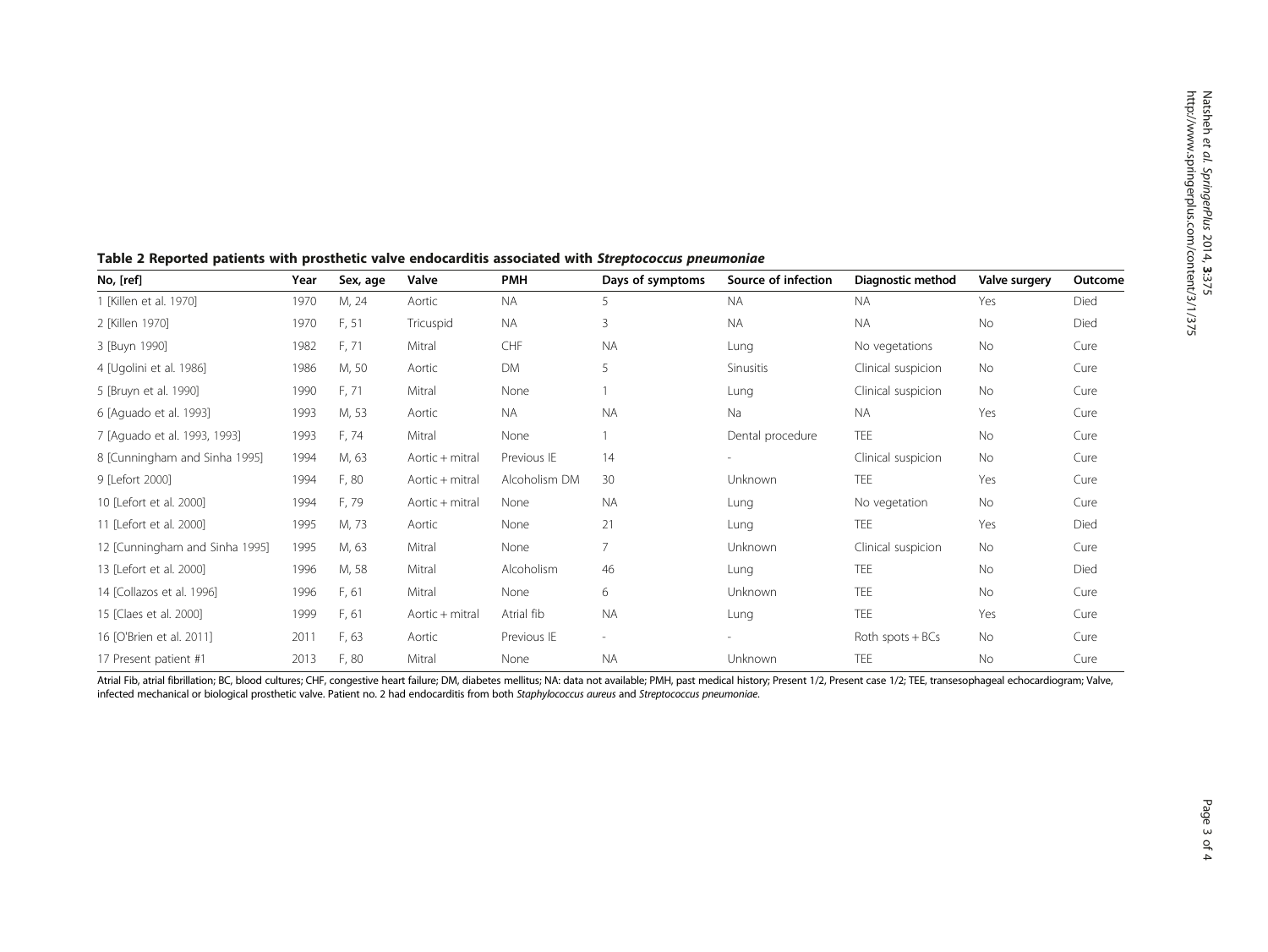**Table 2 Reported patients with prosthetic valve endocarditis associated with *Streptococcus pneumoniae***

| No, [ref] | Year | Sex, age | Valve | PMH | Days of symptoms | Source of infection | Diagnostic method | Valve surgery | Outcome |
|---|---|---|---|---|---|---|---|---|---|
| 1 [Killen et al. 1970] | 1970 | M, 24 | Aortic | NA | 5 | NA | NA | Yes | Died |
| 2 [Killen 1970] | 1970 | F, 51 | Tricuspid | NA | 3 | NA | NA | No | Died |
| 3 [Buyn 1990] | 1982 | F, 71 | Mitral | CHF | NA | Lung | No vegetations | No | Cure |
| 4 [Ugolini et al. 1986] | 1986 | M, 50 | Aortic | DM | 5 | Sinusitis | Clinical suspicion | No | Cure |
| 5 [Bruyn et al. 1990] | 1990 | F, 71 | Mitral | None | 1 | Lung | Clinical suspicion | No | Cure |
| 6 [Aguado et al. 1993] | 1993 | M, 53 | Aortic | NA | NA | Na | NA | Yes | Cure |
| 7 [Aguado et al. 1993, 1993] | 1993 | F, 74 | Mitral | None | 1 | Dental procedure | TEE | No | Cure |
| 8 [Cunningham and Sinha 1995] | 1994 | M, 63 | Aortic + mitral | Previous IE | 14 | - | Clinical suspicion | No | Cure |
| 9 [Lefort 2000] | 1994 | F, 80 | Aortic + mitral | Alcoholism DM | 30 | Unknown | TEE | Yes | Cure |
| 10 [Lefort et al. 2000] | 1994 | F, 79 | Aortic + mitral | None | NA | Lung | No vegetation | No | Cure |
| 11 [Lefort et al. 2000] | 1995 | M, 73 | Aortic | None | 21 | Lung | TEE | Yes | Died |
| 12 [Cunningham and Sinha 1995] | 1995 | M, 63 | Mitral | None | 7 | Unknown | Clinical suspicion | No | Cure |
| 13 [Lefort et al. 2000] | 1996 | M, 58 | Mitral | Alcoholism | 46 | Lung | TEE | No | Died |
| 14 [Collazos et al. 1996] | 1996 | F, 61 | Mitral | None | 6 | Unknown | TEE | No | Cure |
| 15 [Claes et al. 2000] | 1999 | F, 61 | Aortic + mitral | Atrial fib | NA | Lung | TEE | Yes | Cure |
| 16 [O'Brien et al. 2011] | 2011 | F, 63 | Aortic | Previous IE | - | - | Roth spots + BCs | No | Cure |
| 17 Present patient #1 | 2013 | F, 80 | Mitral | None | NA | Unknown | TEE | No | Cure |

Atrial Fib, atrial fibrillation; BC, blood cultures; CHF, congestive heart failure; DM, diabetes mellitus; NA: data not available; PMH, past medical history; Present 1/2, Present case 1/2; TEE, transesophageal echocardiogram; Valve, infected mechanical or biological prosthetic valve. Patient no. 2 had endocarditis from both *Staphylococcus aureus* and *Streptococcus pneumoniae*.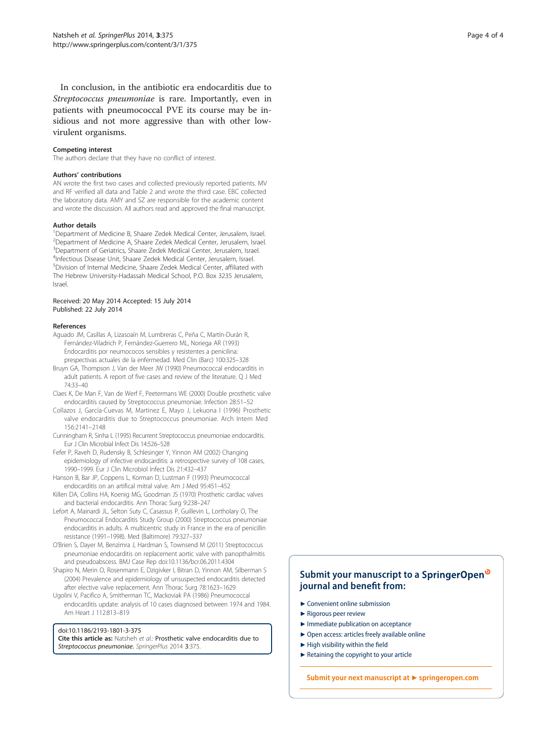In conclusion, in the antibiotic era endocarditis due to *Streptococcus pneumoniae* is rare. Importantly, even in patients with pneumococcal PVE its course may be insidious and not more aggressive than with other low-virulent organisms.

### Competing interest

The authors declare that they have no conflict of interest.

### Authors' contributions

AN wrote the first two cases and collected previously reported patients. MV and RF verified all data and Table 2 and wrote the third case. EBC collected the laboratory data. AMY and SZ are responsible for the academic content and wrote the discussion. All authors read and approved the final manuscript.

### Author details

[1]Department of Medicine B, Shaare Zedek Medical Center, Jerusalem, Israel. [2]Department of Medicine A, Shaare Zedek Medical Center, Jerusalem, Israel. [3]Department of Geriatrics, Shaare Zedek Medical Center, Jerusalem, Israel. [4]Infectious Disease Unit, Shaare Zedek Medical Center, Jerusalem, Israel. [5]Division of Internal Medicine, Shaare Zedek Medical Center, affiliated with The Hebrew University-Hadassah Medical School, P.O. Box 3235 Jerusalem, Israel.

Received: 20 May 2014 Accepted: 15 July 2014
Published: 22 July 2014

### References

Aguado JM, Casillas A, Lizasoaín M, Lumbreras C, Peña C, Martín-Durán R, Fernández-Viladrich P, Fernández-Guerrero ML, Noriega AR (1993) Endocarditis por neumococos sensibles y resistentes a penicilina: prespectivas actuales de la enfermedad. Med Clin (Barc) 100:325–328

Bruyn GA, Thompson J, Van der Meer JW (1990) Pneumococcal endocarditis in adult patients. A report of five cases and review of the literature. Q J Med 74:33–40

Claes K, De Man F, Van de Werf F, Peetermans WE (2000) Double prosthetic valve endocarditis caused by Streptococcus pneumoniae. Infection 28:51–52

Collazos J, García-Cuevas M, Martinez E, Mayo J, Lekuona I (1996) Prosthetic valve endocarditis due to Streptococcus pneumoniae. Arch Intern Med 156:2141–2148

Cunningham R, Sinha L (1995) Recurrent Streptococcus pneumoniae endocarditis. Eur J Clin Microbial Infect Dis 14:526–528

Fefer P, Raveh D, Rudensky B, Schlesinger Y, Yinnon AM (2002) Changing epidemiology of infective endocarditis: a retrospective survey of 108 cases, 1990–1999. Eur J Clin Microbiol Infect Dis 21:432–437

Hanson B, Bar JP, Coppens L, Korman D, Lustman F (1993) Pneumococcal endocarditis on an artifical mitral valve. Am J Med 95:451–452

Killen DA, Collins HA, Koenig MG, Goodman JS (1970) Prosthetic cardiac valves and bacterial endocarditis. Ann Thorac Surg 9:238–247

Lefort A, Mainardi JL, Selton Suty C, Casassus P, Guillevin L, Lortholary O, The Pneumococcal Endocarditis Study Group (2000) Streptococcus pneumoniae endocarditis in adults. A multicentric study in France in the era of penicillin resistance (1991–1998). Med (Baltimore) 79:327–337

O'Brien S, Dayer M, Benzimra J, Hardman S, Townsend M (2011) Streptococcus pneumoniae endocarditis on replacement aortic valve with panopthalmitis and pseudoabscess. BMJ Case Rep doi:10.1136/bcr.06.2011.4304

Shapiro N, Merin O, Rosenmann E, Dzigivker I, Bitran D, Yinnon AM, Silberman S (2004) Prevalence and epidemiology of unsuspected endocarditis detected after elective valve replacement. Ann Thorac Surg 78:1623–1629

Ugolini V, Pacifico A, Smitherman TC, Mackoviak PA (1986) Pneumococcal endocarditis update: analysis of 10 cases diagnosed between 1974 and 1984. Am Heart J 112:813–819

doi:10.1186/2193-1801-3-375
**Cite this article as:** Natsheh *et al.*: Prosthetic valve endocarditis due to *Streptococcus pneumoniae*. *SpringerPlus* 2014 **3**:375.

**Submit your manuscript to a SpringerOpen journal and benefit from:**

- ► Convenient online submission
- ► Rigorous peer review
- ► Immediate publication on acceptance
- ► Open access: articles freely available online
- ► High visibility within the field
- ► Retaining the copyright to your article

**Submit your next manuscript at ► springeropen.com**